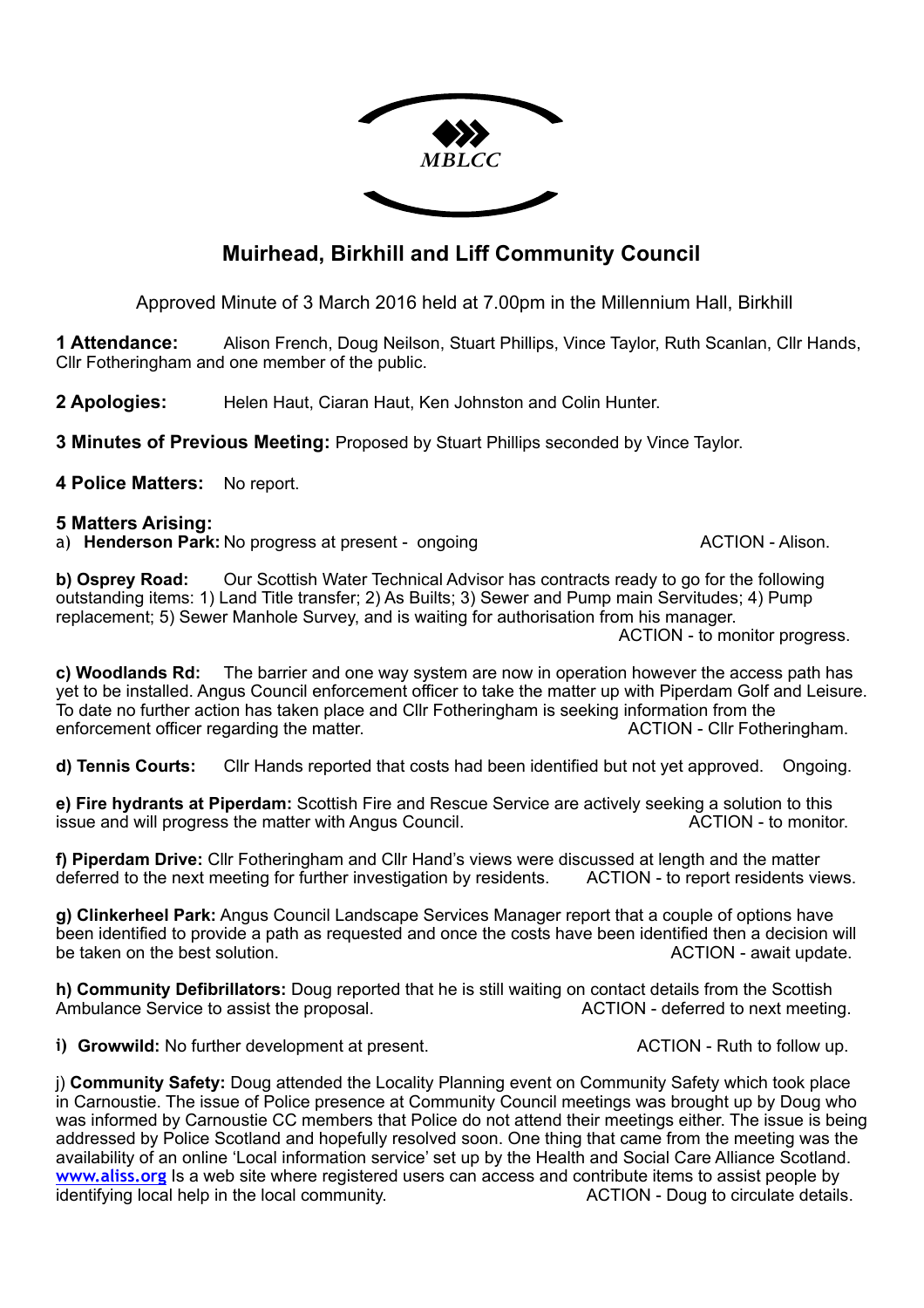MBLCC

# Muirhead, Birkhill and Liff Community Council

Approved Minute of 3 March 2016 held at 7.00pm in the Millennium Hall, Birkhill

**1 Attendance:** Alison French, Doug Neilson, Stuart Phillips, Vince Taylor, Ruth Scanlan, Cllr Hands, Cllr Fotheringham and one member of the public.

**2 Apologies:** Helen Haut, Ciaran Haut, Ken Johnston and Colin Hunter.

**3 Minutes of Previous Meeting:** Proposed by Stuart Phillips seconded by Vince Taylor.

**4 Police Matters:** No report.

**5 Matters Arising:**

a) **Henderson Park:** No progress at present - ongoing ACTION - Alison.

**b) Osprey Road:** Our Scottish Water Technical Advisor has contracts ready to go for the following outstanding items: 1) Land Title transfer; 2) As Builts; 3) Sewer and Pump main Servitudes; 4) Pump replacement; 5) Sewer Manhole Survey, and is waiting for authorisation from his manager. ACTION - to monitor progress.

**c) Woodlands Rd:** The barrier and one way system are now in operation however the access path has yet to be installed. Angus Council enforcement officer to take the matter up with Piperdam Golf and Leisure. To date no further action has taken place and Cllr Fotheringham is seeking information from the enforcement officer regarding the matter. ACTION - Cllr Fotheringham.

**d) Tennis Courts:** Cllr Hands reported that costs had been identified but not yet approved. Ongoing.

**e) Fire hydrants at Piperdam:** Scottish Fire and Rescue Service are actively seeking a solution to this issue and will progress the matter with Angus Council. ACTION - to monitor.

**f) Piperdam Drive:** Cllr Fotheringham and Cllr Hand's views were discussed at length and the matter deferred to the next meeting for further investigation by residents. ACTION - to report residents views.

**g) Clinkerheel Park:** Angus Council Landscape Services Manager report that a couple of options have been identified to provide a path as requested and once the costs have been identified then a decision will be taken on the best solution. ACTION - await update.

**h) Community Defibrillators:** Doug reported that he is still waiting on contact details from the Scottish Ambulance Service to assist the proposal. ACTION - deferred to next meeting.

**i) Growwild:** No further development at present. ACTION - Ruth to follow up.

j) **Community Safety:** Doug attended the Locality Planning event on Community Safety which took place in Carnoustie. The issue of Police presence at Community Council meetings was brought up by Doug who was informed by Carnoustie CC members that Police do not attend their meetings either. The issue is being addressed by Police Scotland and hopefully resolved soon. One thing that came from the meeting was the availability of an online 'Local information service' set up by the Health and Social Care Alliance Scotland. **www.aliss.org** Is a web site where registered users can access and contribute items to assist people by identifying local help in the local community. ACTION - Doug to circulate details.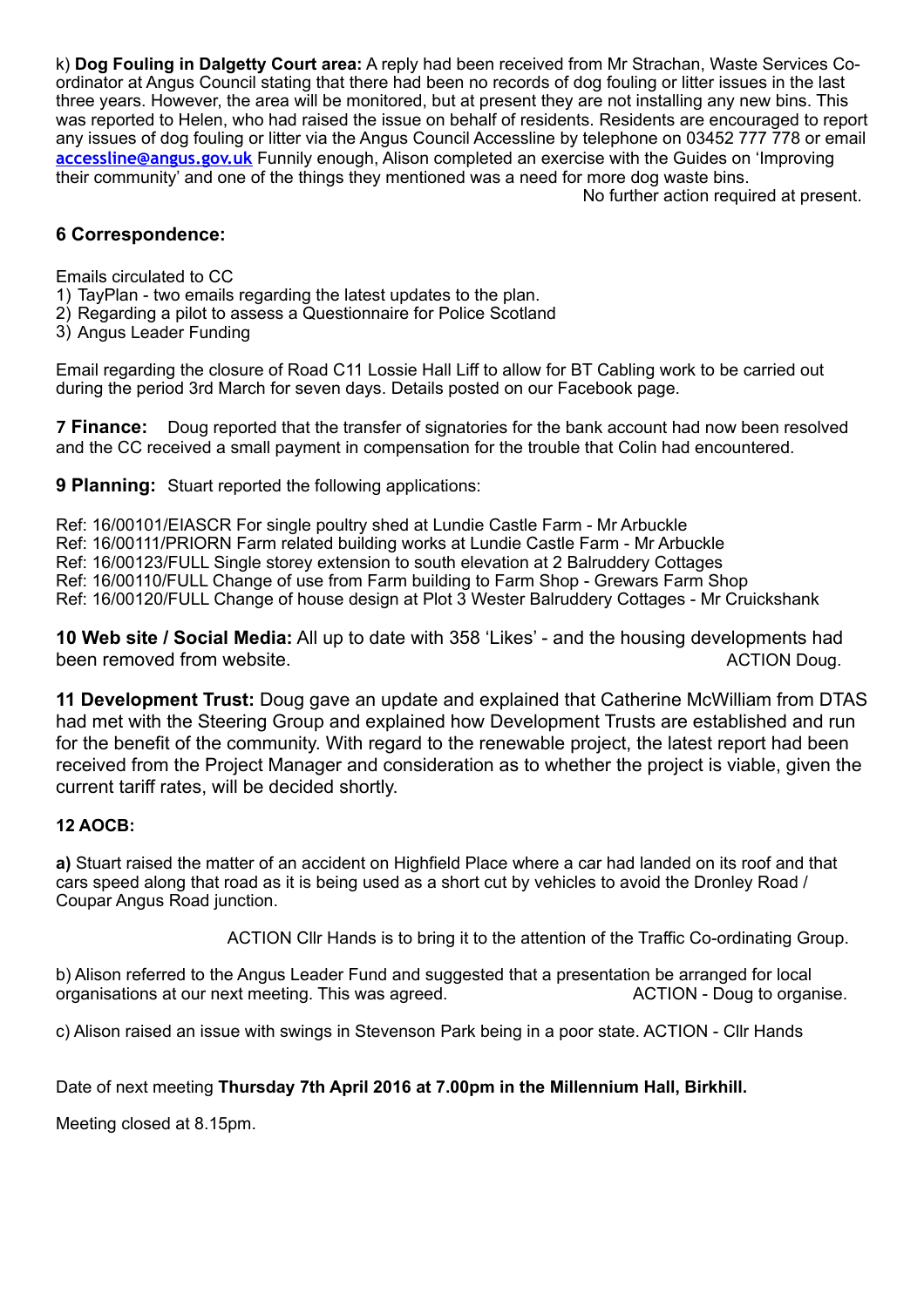k) **Dog Fouling in Dalgetty Court area:** A reply had been received from Mr Strachan, Waste Services Co-ordinator at Angus Council stating that there had been no records of dog fouling or litter issues in the last three years. However, the area will be monitored, but at present they are not installing any new bins. This was reported to Helen, who had raised the issue on behalf of residents. Residents are encouraged to report any issues of dog fouling or litter via the Angus Council Accessline by telephone on 03452 777 778 or email **accessline@angus.gov.uk** Funnily enough, Alison completed an exercise with the Guides on 'Improving their community' and one of the things they mentioned was a need for more dog waste bins.

No further action required at present.

### 6 Correspondence:

Emails circulated to CC

1) TayPlan - two emails regarding the latest updates to the plan.
2) Regarding a pilot to assess a Questionnaire for Police Scotland
3) Angus Leader Funding

Email regarding the closure of Road C11 Lossie Hall Liff to allow for BT Cabling work to be carried out during the period 3rd March for seven days. Details posted on our Facebook page.

**7 Finance:** Doug reported that the transfer of signatories for the bank account had now been resolved and the CC received a small payment in compensation for the trouble that Colin had encountered.

**9 Planning:** Stuart reported the following applications:

Ref: 16/00101/EIASCR For single poultry shed at Lundie Castle Farm - Mr Arbuckle
Ref: 16/00111/PRIORN Farm related building works at Lundie Castle Farm - Mr Arbuckle
Ref: 16/00123/FULL Single storey extension to south elevation at 2 Balruddery Cottages
Ref: 16/00110/FULL Change of use from Farm building to Farm Shop - Grewars Farm Shop
Ref: 16/00120/FULL Change of house design at Plot 3 Wester Balruddery Cottages - Mr Cruickshank

**10 Web site / Social Media:** All up to date with 358 'Likes' - and the housing developments had been removed from website. ACTION Doug.

**11 Development Trust:** Doug gave an update and explained that Catherine McWilliam from DTAS had met with the Steering Group and explained how Development Trusts are established and run for the benefit of the community. With regard to the renewable project, the latest report had been received from the Project Manager and consideration as to whether the project is viable, given the current tariff rates, will be decided shortly.

### 12 AOCB:

**a)** Stuart raised the matter of an accident on Highfield Place where a car had landed on its roof and that cars speed along that road as it is being used as a short cut by vehicles to avoid the Dronley Road / Coupar Angus Road junction.

ACTION Cllr Hands is to bring it to the attention of the Traffic Co-ordinating Group.

b) Alison referred to the Angus Leader Fund and suggested that a presentation be arranged for local organisations at our next meeting. This was agreed. ACTION - Doug to organise.

c) Alison raised an issue with swings in Stevenson Park being in a poor state. ACTION - Cllr Hands

Date of next meeting **Thursday 7th April 2016 at 7.00pm in the Millennium Hall, Birkhill.**

Meeting closed at 8.15pm.